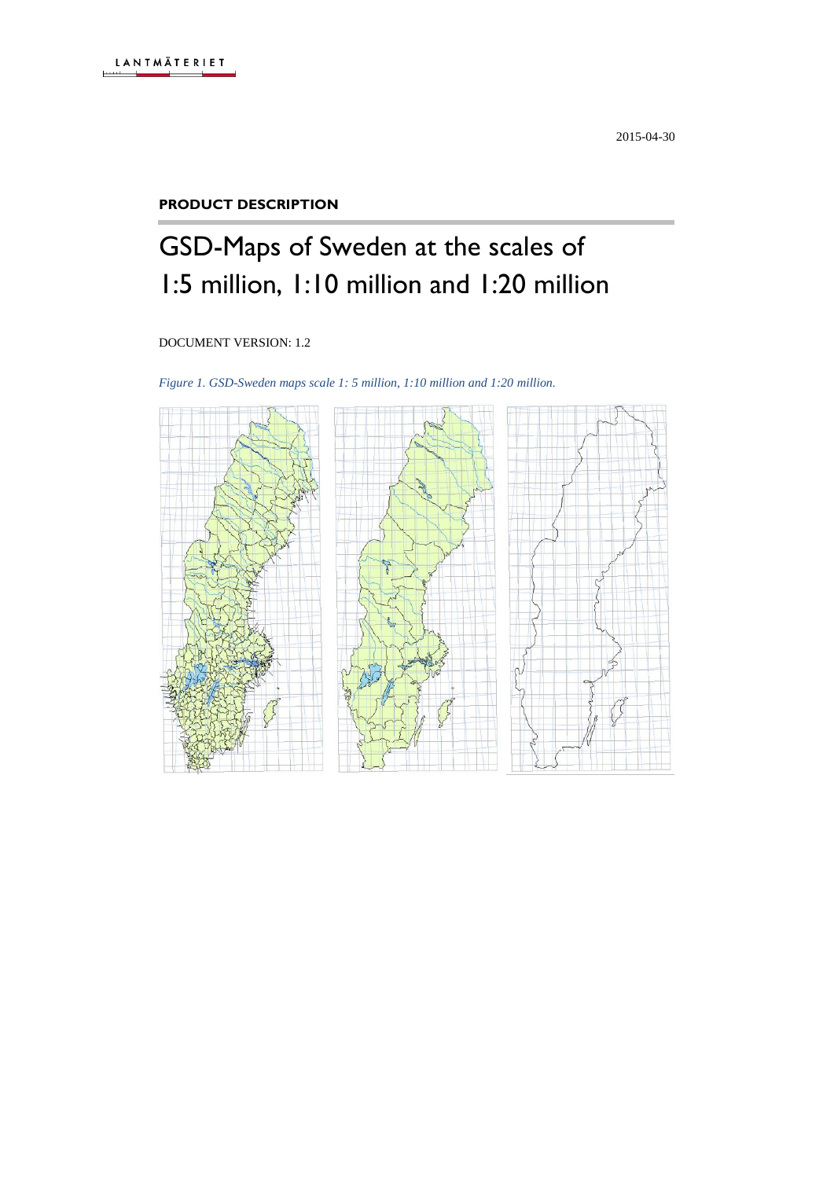LANTMÄTERIET

2015-04-30

**PRODUCT DESCRIPTION**

# GSD-Maps of Sweden at the scales of 1:5 million, 1:10 million and 1:20 million

DOCUMENT VERSION: 1.2

*Figure 1. GSD-Sweden maps scale 1: 5 million, 1:10 million and 1:20 million.*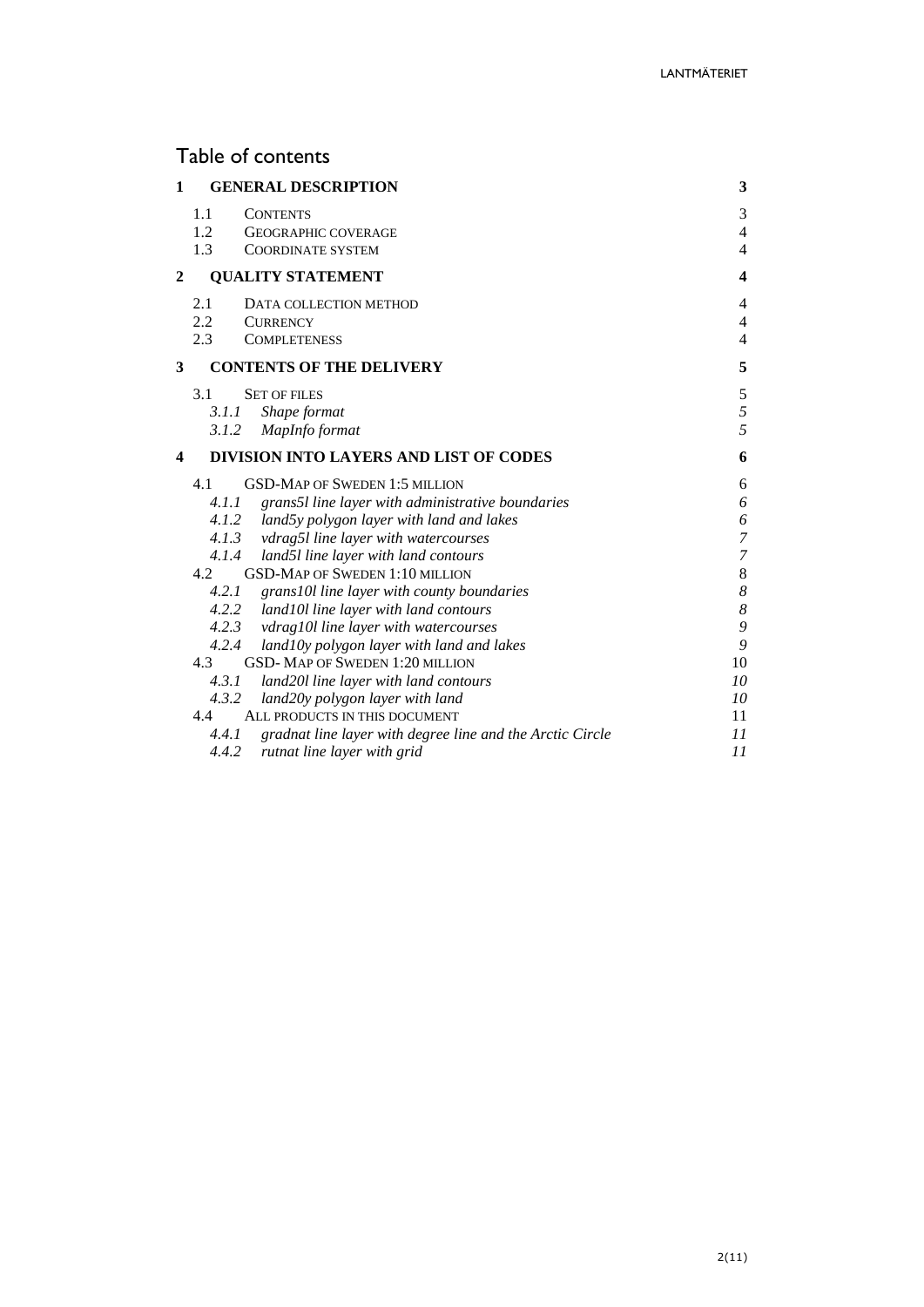# Table of contents

| | | |
|---|---|---|
| **1** | **GENERAL DESCRIPTION** | **3** |
| 1.1 | CONTENTS | 3 |
| 1.2 | GEOGRAPHIC COVERAGE | 4 |
| 1.3 | COORDINATE SYSTEM | 4 |
| **2** | **QUALITY STATEMENT** | **4** |
| 2.1 | DATA COLLECTION METHOD | 4 |
| 2.2 | CURRENCY | 4 |
| 2.3 | COMPLETENESS | 4 |
| **3** | **CONTENTS OF THE DELIVERY** | **5** |
| 3.1 | SET OF FILES | 5 |
| *3.1.1* | *Shape format* | *5* |
| *3.1.2* | *MapInfo format* | *5* |
| **4** | **DIVISION INTO LAYERS AND LIST OF CODES** | **6** |
| 4.1 | GSD-MAP OF SWEDEN 1:5 MILLION | 6 |
| *4.1.1* | *grans5l line layer with administrative boundaries* | *6* |
| *4.1.2* | *land5y polygon layer with land and lakes* | *6* |
| *4.1.3* | *vdrag5l line layer with watercourses* | *7* |
| *4.1.4* | *land5l line layer with land contours* | *7* |
| 4.2 | GSD-MAP OF SWEDEN 1:10 MILLION | 8 |
| *4.2.1* | *grans10l line layer with county boundaries* | *8* |
| *4.2.2* | *land10l line layer with land contours* | *8* |
| *4.2.3* | *vdrag10l line layer with watercourses* | *9* |
| *4.2.4* | *land10y polygon layer with land and lakes* | *9* |
| 4.3 | GSD- MAP OF SWEDEN 1:20 MILLION | 10 |
| *4.3.1* | *land20l line layer with land contours* | *10* |
| *4.3.2* | *land20y polygon layer with land* | *10* |
| 4.4 | ALL PRODUCTS IN THIS DOCUMENT | 11 |
| *4.4.1* | *gradnat line layer with degree line and the Arctic Circle* | *11* |
| *4.4.2* | *rutnat line layer with grid* | *11* |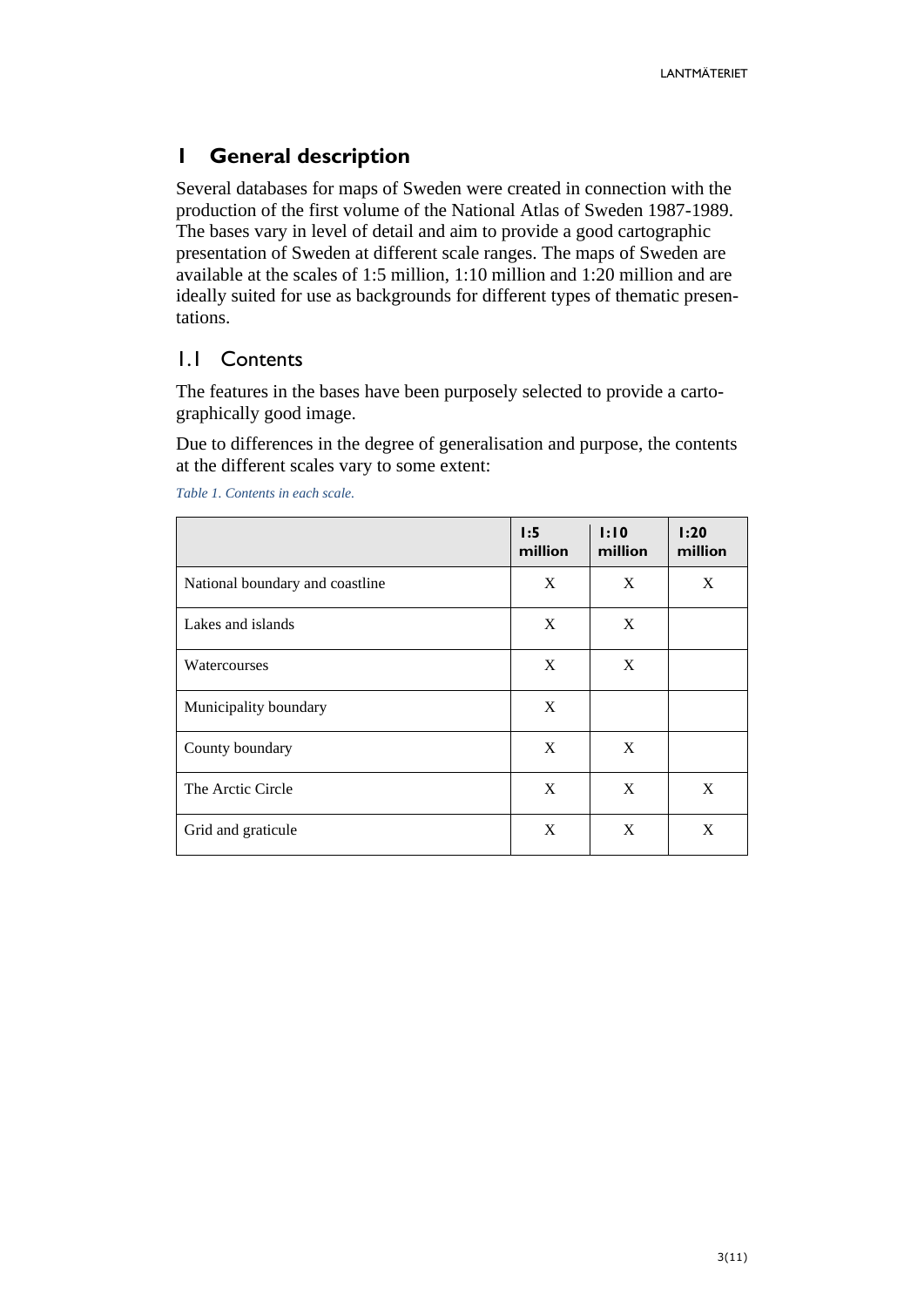# 1 General description

Several databases for maps of Sweden were created in connection with the production of the first volume of the National Atlas of Sweden 1987-1989. The bases vary in level of detail and aim to provide a good cartographic presentation of Sweden at different scale ranges. The maps of Sweden are available at the scales of 1:5 million, 1:10 million and 1:20 million and are ideally suited for use as backgrounds for different types of thematic presentations.

## 1.1 Contents

The features in the bases have been purposely selected to provide a cartographically good image.

Due to differences in the degree of generalisation and purpose, the contents at the different scales vary to some extent:

*Table 1. Contents in each scale.*

| | **1:5 million** | **1:10 million** | **1:20 million** |
|---|---|---|---|
| National boundary and coastline | X | X | X |
| Lakes and islands | X | X | |
| Watercourses | X | X | |
| Municipality boundary | X | | |
| County boundary | X | X | |
| The Arctic Circle | X | X | X |
| Grid and graticule | X | X | X |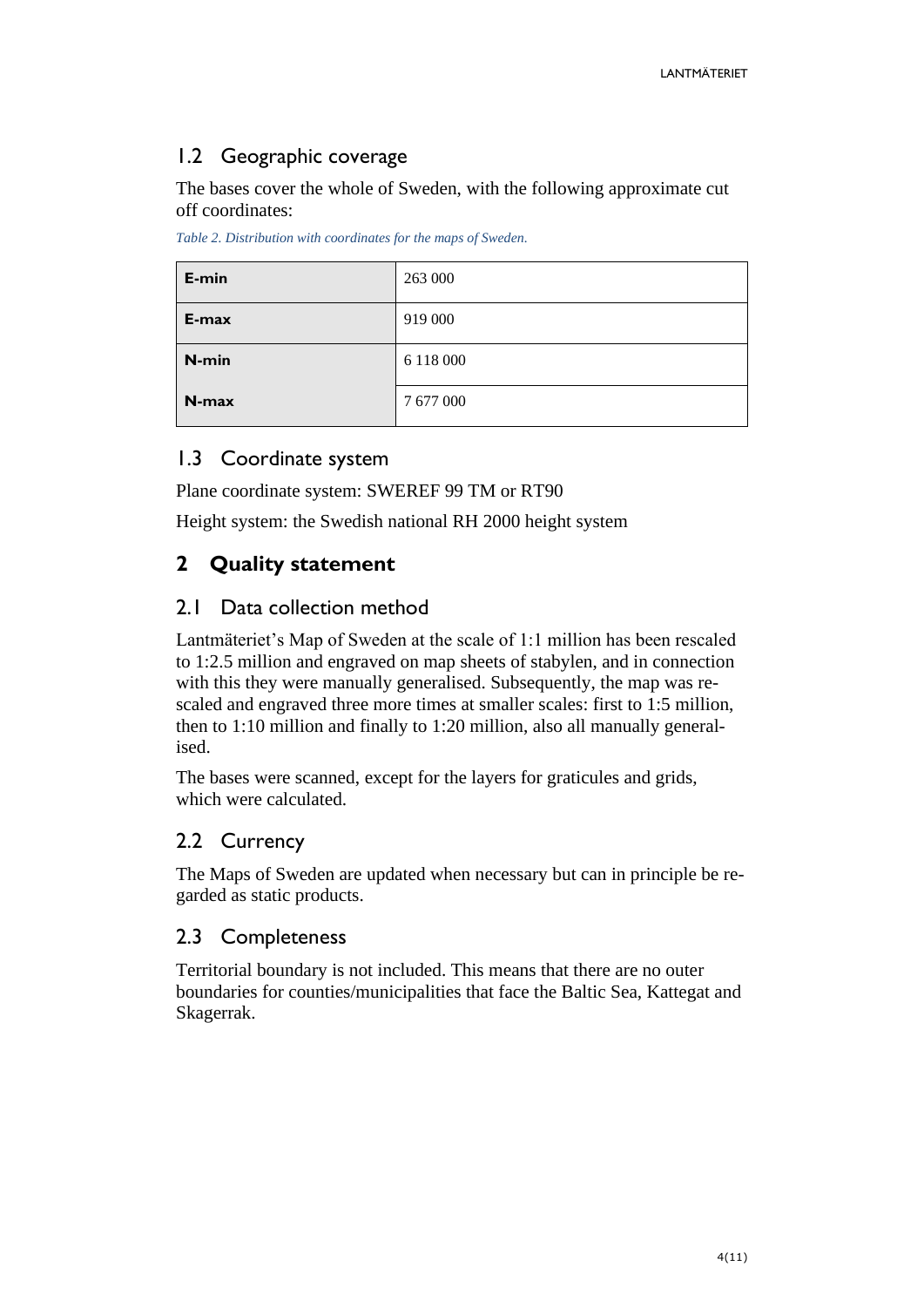## 1.2 Geographic coverage

The bases cover the whole of Sweden, with the following approximate cut off coordinates:

*Table 2. Distribution with coordinates for the maps of Sweden.*

| | |
|---|---|
| **E-min** | 263 000 |
| **E-max** | 919 000 |
| **N-min** | 6 118 000 |
| **N-max** | 7 677 000 |

## 1.3 Coordinate system

Plane coordinate system: SWEREF 99 TM or RT90

Height system: the Swedish national RH 2000 height system

# 2 Quality statement

## 2.1 Data collection method

Lantmäteriet's Map of Sweden at the scale of 1:1 million has been rescaled to 1:2.5 million and engraved on map sheets of stabylen, and in connection with this they were manually generalised. Subsequently, the map was rescaled and engraved three more times at smaller scales: first to 1:5 million, then to 1:10 million and finally to 1:20 million, also all manually generalised.

The bases were scanned, except for the layers for graticules and grids, which were calculated.

## 2.2 Currency

The Maps of Sweden are updated when necessary but can in principle be regarded as static products.

## 2.3 Completeness

Territorial boundary is not included. This means that there are no outer boundaries for counties/municipalities that face the Baltic Sea, Kattegat and Skagerrak.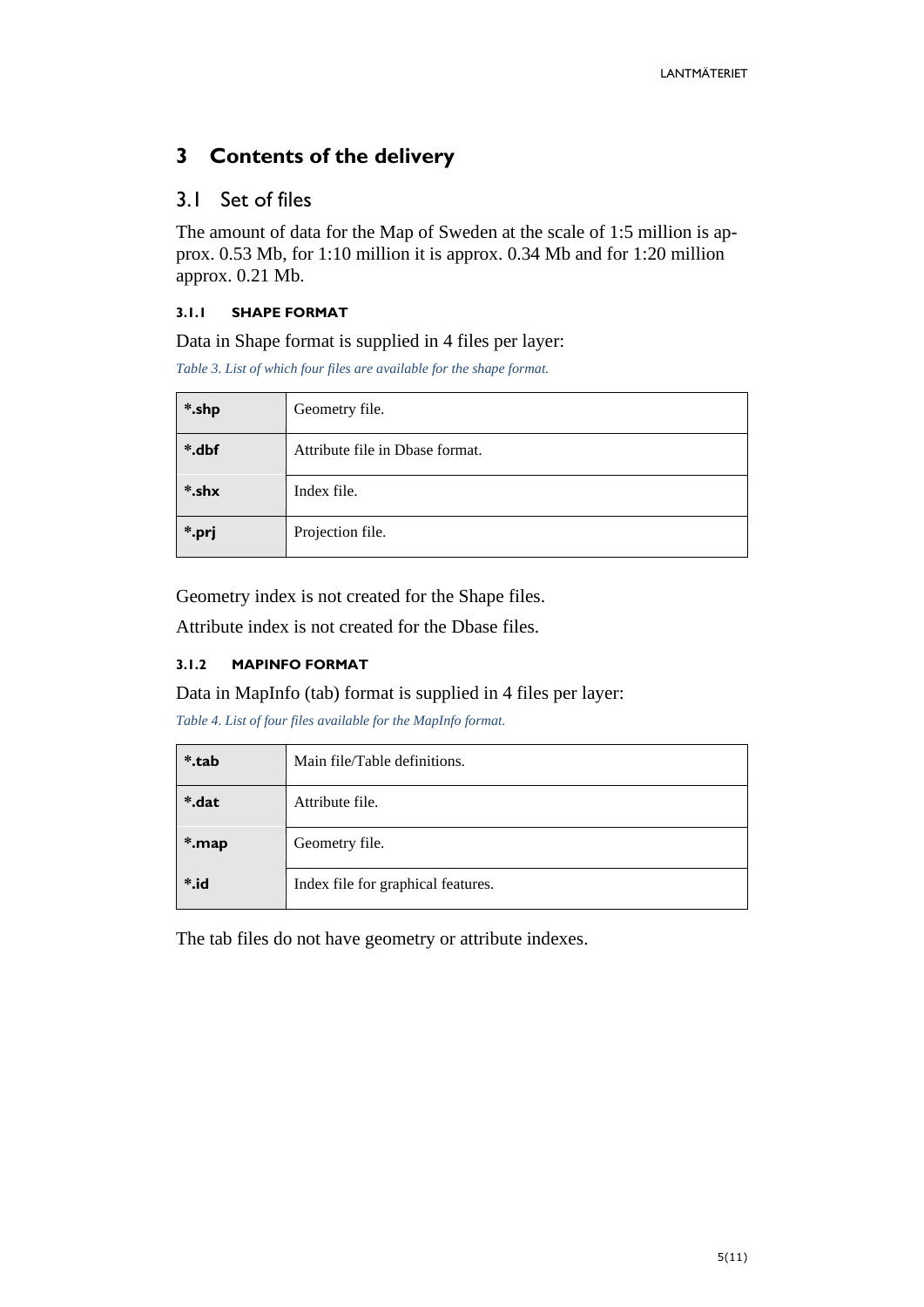# 3 Contents of the delivery

## 3.1 Set of files

The amount of data for the Map of Sweden at the scale of 1:5 million is approx. 0.53 Mb, for 1:10 million it is approx. 0.34 Mb and for 1:20 million approx. 0.21 Mb.

### 3.1.1 SHAPE FORMAT

Data in Shape format is supplied in 4 files per layer:

*Table 3. List of which four files are available for the shape format.*

| | |
|---|---|
| **\*.shp** | Geometry file. |
| **\*.dbf** | Attribute file in Dbase format. |
| **\*.shx** | Index file. |
| **\*.prj** | Projection file. |

Geometry index is not created for the Shape files.

Attribute index is not created for the Dbase files.

### 3.1.2 MAPINFO FORMAT

Data in MapInfo (tab) format is supplied in 4 files per layer:

*Table 4. List of four files available for the MapInfo format.*

| | |
|---|---|
| **\*.tab** | Main file/Table definitions. |
| **\*.dat** | Attribute file. |
| **\*.map** | Geometry file. |
| **\*.id** | Index file for graphical features. |

The tab files do not have geometry or attribute indexes.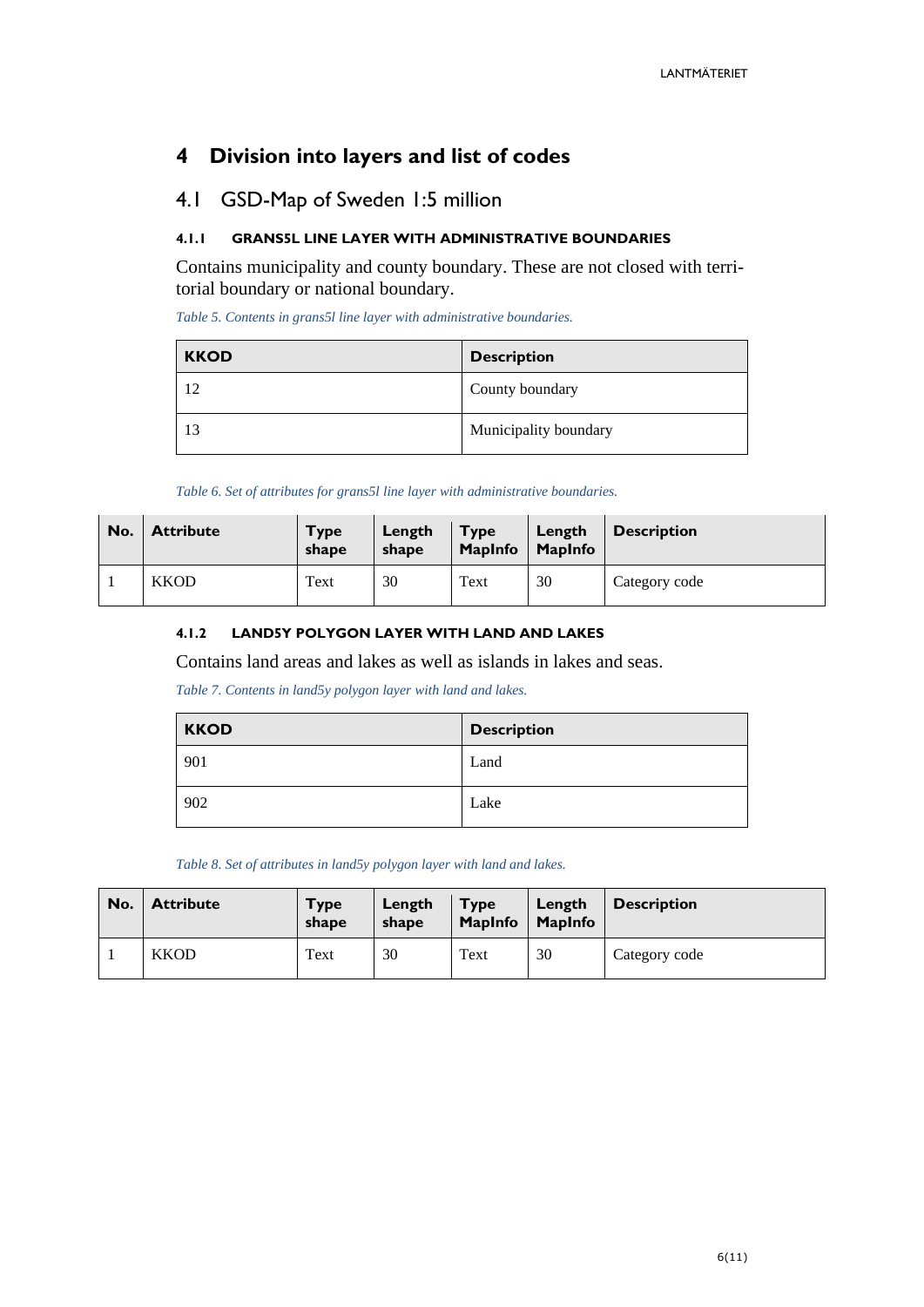# 4 Division into layers and list of codes

## 4.1 GSD-Map of Sweden 1:5 million

#### 4.1.1 GRANS5L LINE LAYER WITH ADMINISTRATIVE BOUNDARIES

Contains municipality and county boundary. These are not closed with territorial boundary or national boundary.

*Table 5. Contents in grans5l line layer with administrative boundaries.*

| KKOD | Description |
|---|---|
| 12 | County boundary |
| 13 | Municipality boundary |

*Table 6. Set of attributes for grans5l line layer with administrative boundaries.*

| No. | Attribute | Type shape | Length shape | Type MapInfo | Length MapInfo | Description |
|---|---|---|---|---|---|---|
| 1 | KKOD | Text | 30 | Text | 30 | Category code |

#### 4.1.2 LAND5Y POLYGON LAYER WITH LAND AND LAKES

Contains land areas and lakes as well as islands in lakes and seas.

*Table 7. Contents in land5y polygon layer with land and lakes.*

| KKOD | Description |
|---|---|
| 901 | Land |
| 902 | Lake |

*Table 8. Set of attributes in land5y polygon layer with land and lakes.*

| No. | Attribute | Type shape | Length shape | Type MapInfo | Length MapInfo | Description |
|---|---|---|---|---|---|---|
| 1 | KKOD | Text | 30 | Text | 30 | Category code |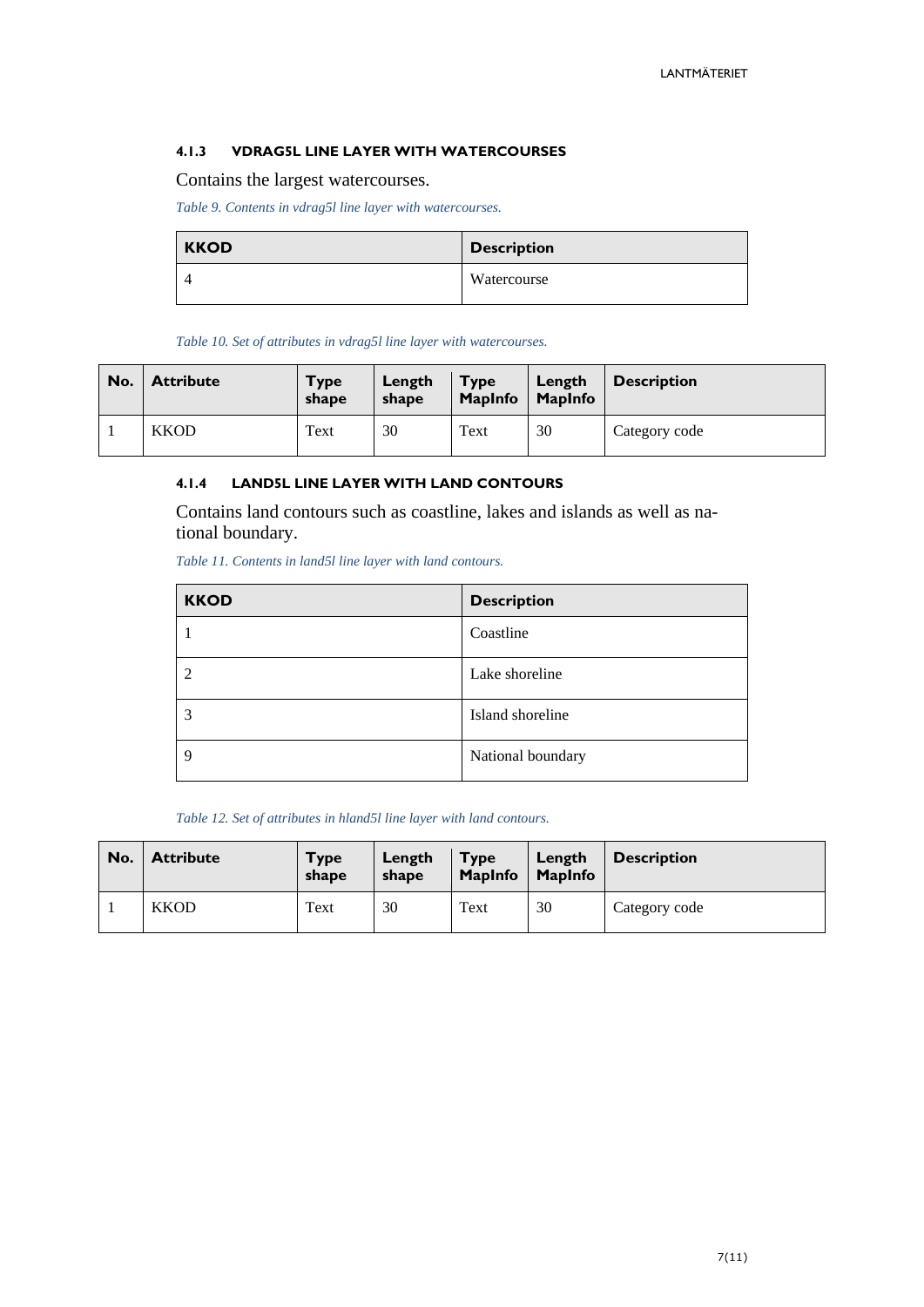#### 4.1.3 VDRAG5L LINE LAYER WITH WATERCOURSES

Contains the largest watercourses.

*Table 9. Contents in vdrag5l line layer with watercourses.*

| KKOD | Description |
|---|---|
| 4 | Watercourse |

*Table 10. Set of attributes in vdrag5l line layer with watercourses.*

| No. | Attribute | Type shape | Length shape | Type MapInfo | Length MapInfo | Description |
|---|---|---|---|---|---|---|
| 1 | KKOD | Text | 30 | Text | 30 | Category code |

#### 4.1.4 LAND5L LINE LAYER WITH LAND CONTOURS

Contains land contours such as coastline, lakes and islands as well as national boundary.

*Table 11. Contents in land5l line layer with land contours.*

| KKOD | Description |
|---|---|
| 1 | Coastline |
| 2 | Lake shoreline |
| 3 | Island shoreline |
| 9 | National boundary |

*Table 12. Set of attributes in hland5l line layer with land contours.*

| No. | Attribute | Type shape | Length shape | Type MapInfo | Length MapInfo | Description |
|---|---|---|---|---|---|---|
| 1 | KKOD | Text | 30 | Text | 30 | Category code |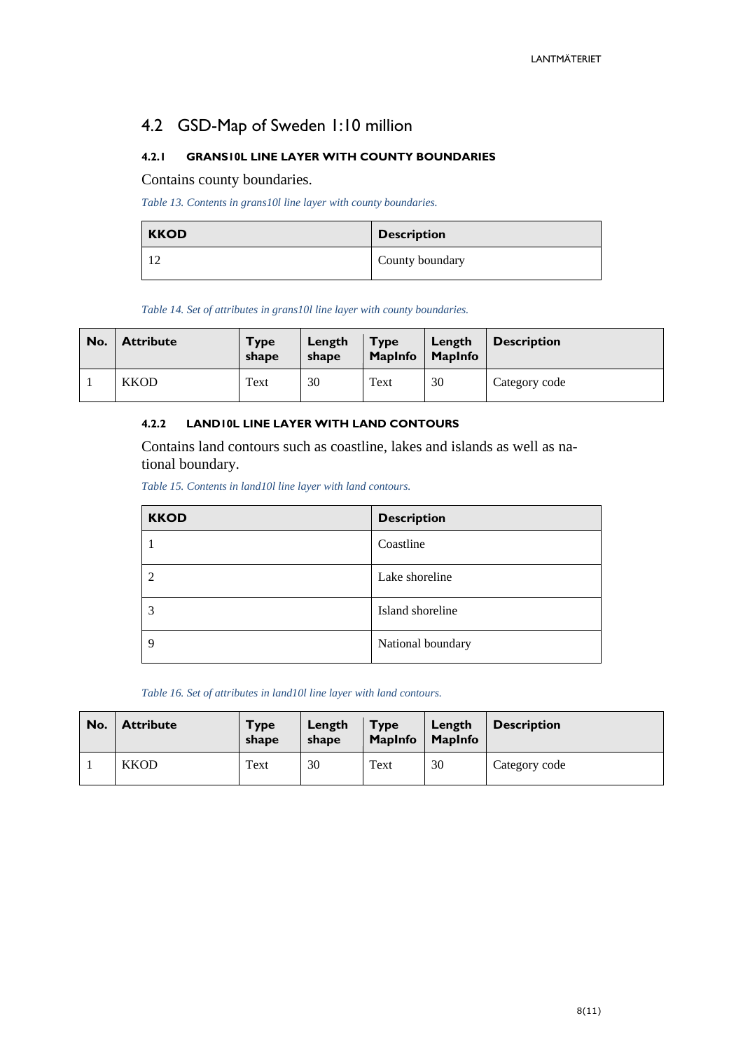## 4.2 GSD-Map of Sweden 1:10 million

#### 4.2.1 GRANS10L LINE LAYER WITH COUNTY BOUNDARIES

Contains county boundaries.

*Table 13. Contents in grans10l line layer with county boundaries.*

| KKOD | Description |
|---|---|
| 12 | County boundary |

*Table 14. Set of attributes in grans10l line layer with county boundaries.*

| No. | Attribute | Type shape | Length shape | Type MapInfo | Length MapInfo | Description |
|---|---|---|---|---|---|---|
| 1 | KKOD | Text | 30 | Text | 30 | Category code |

#### 4.2.2 LAND10L LINE LAYER WITH LAND CONTOURS

Contains land contours such as coastline, lakes and islands as well as national boundary.

*Table 15. Contents in land10l line layer with land contours.*

| KKOD | Description |
|---|---|
| 1 | Coastline |
| 2 | Lake shoreline |
| 3 | Island shoreline |
| 9 | National boundary |

*Table 16. Set of attributes in land10l line layer with land contours.*

| No. | Attribute | Type shape | Length shape | Type MapInfo | Length MapInfo | Description |
|---|---|---|---|---|---|---|
| 1 | KKOD | Text | 30 | Text | 30 | Category code |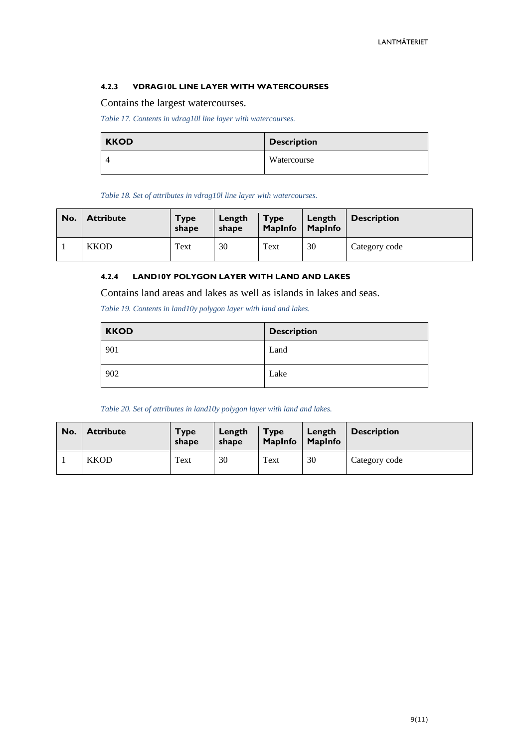#### 4.2.3 VDRAG10L LINE LAYER WITH WATERCOURSES

Contains the largest watercourses.

*Table 17. Contents in vdrag10l line layer with watercourses.*

| KKOD | Description |
|---|---|
| 4 | Watercourse |

*Table 18. Set of attributes in vdrag10l line layer with watercourses.*

| No. | Attribute | Type shape | Length shape | Type MapInfo | Length MapInfo | Description |
|---|---|---|---|---|---|---|
| 1 | KKOD | Text | 30 | Text | 30 | Category code |

#### 4.2.4 LAND10Y POLYGON LAYER WITH LAND AND LAKES

Contains land areas and lakes as well as islands in lakes and seas.

*Table 19. Contents in land10y polygon layer with land and lakes.*

| KKOD | Description |
|---|---|
| 901 | Land |
| 902 | Lake |

*Table 20. Set of attributes in land10y polygon layer with land and lakes.*

| No. | Attribute | Type shape | Length shape | Type MapInfo | Length MapInfo | Description |
|---|---|---|---|---|---|---|
| 1 | KKOD | Text | 30 | Text | 30 | Category code |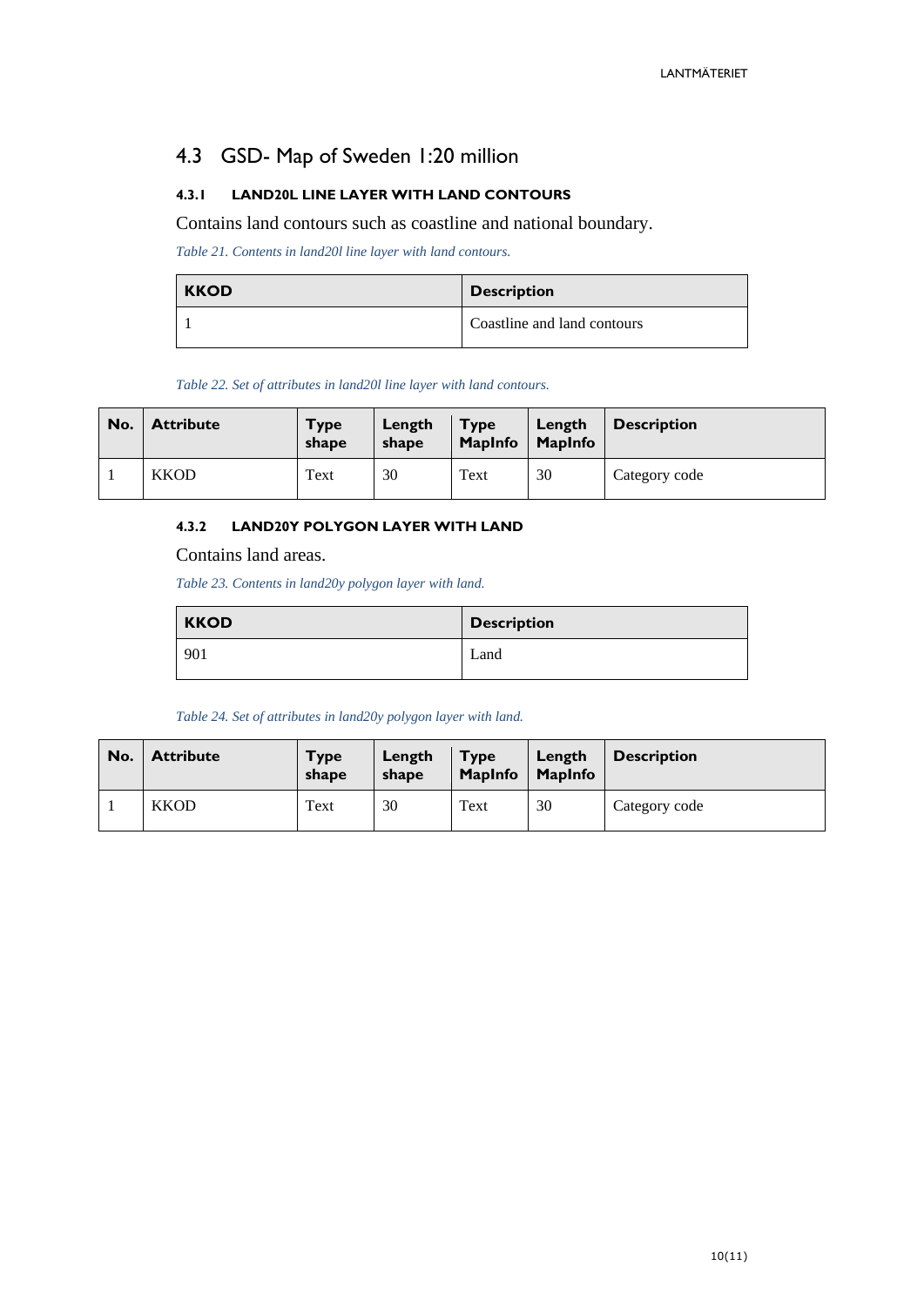## 4.3 GSD- Map of Sweden 1:20 million

### 4.3.1 LAND20L LINE LAYER WITH LAND CONTOURS

Contains land contours such as coastline and national boundary.

*Table 21. Contents in land20l line layer with land contours.*

| KKOD | Description |
|---|---|
| 1 | Coastline and land contours |

*Table 22. Set of attributes in land20l line layer with land contours.*

| No. | Attribute | Type shape | Length shape | Type MapInfo | Length MapInfo | Description |
|---|---|---|---|---|---|---|
| 1 | KKOD | Text | 30 | Text | 30 | Category code |

### 4.3.2 LAND20Y POLYGON LAYER WITH LAND

Contains land areas.

*Table 23. Contents in land20y polygon layer with land.*

| KKOD | Description |
|---|---|
| 901 | Land |

*Table 24. Set of attributes in land20y polygon layer with land.*

| No. | Attribute | Type shape | Length shape | Type MapInfo | Length MapInfo | Description |
|---|---|---|---|---|---|---|
| 1 | KKOD | Text | 30 | Text | 30 | Category code |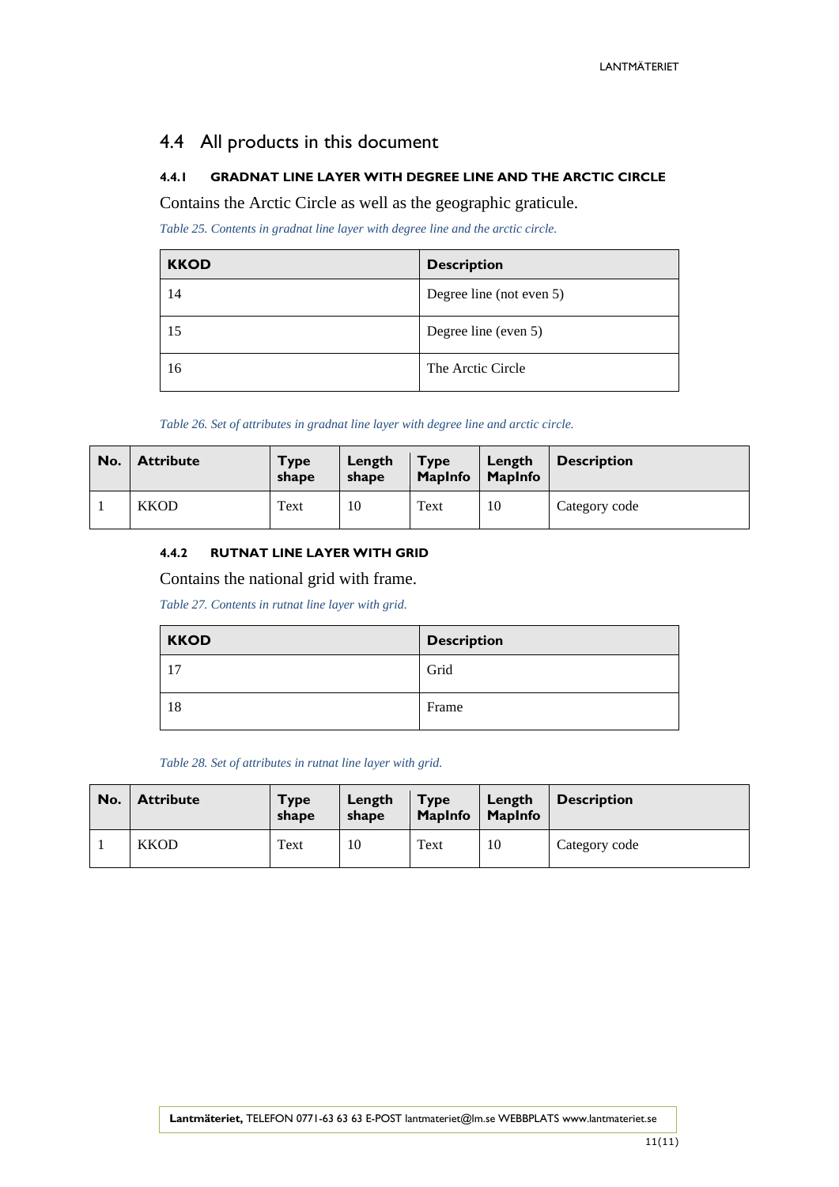## 4.4 All products in this document

### 4.4.1 GRADNAT LINE LAYER WITH DEGREE LINE AND THE ARCTIC CIRCLE

Contains the Arctic Circle as well as the geographic graticule.

*Table 25. Contents in gradnat line layer with degree line and the arctic circle.*

| KKOD | Description |
|---|---|
| 14 | Degree line (not even 5) |
| 15 | Degree line (even 5) |
| 16 | The Arctic Circle |

*Table 26. Set of attributes in gradnat line layer with degree line and arctic circle.*

| No. | Attribute | Type shape | Length shape | Type MapInfo | Length MapInfo | Description |
|---|---|---|---|---|---|---|
| 1 | KKOD | Text | 10 | Text | 10 | Category code |

### 4.4.2 RUTNAT LINE LAYER WITH GRID

Contains the national grid with frame.

*Table 27. Contents in rutnat line layer with grid.*

| KKOD | Description |
|---|---|
| 17 | Grid |
| 18 | Frame |

*Table 28. Set of attributes in rutnat line layer with grid.*

| No. | Attribute | Type shape | Length shape | Type MapInfo | Length MapInfo | Description |
|---|---|---|---|---|---|---|
| 1 | KKOD | Text | 10 | Text | 10 | Category code |